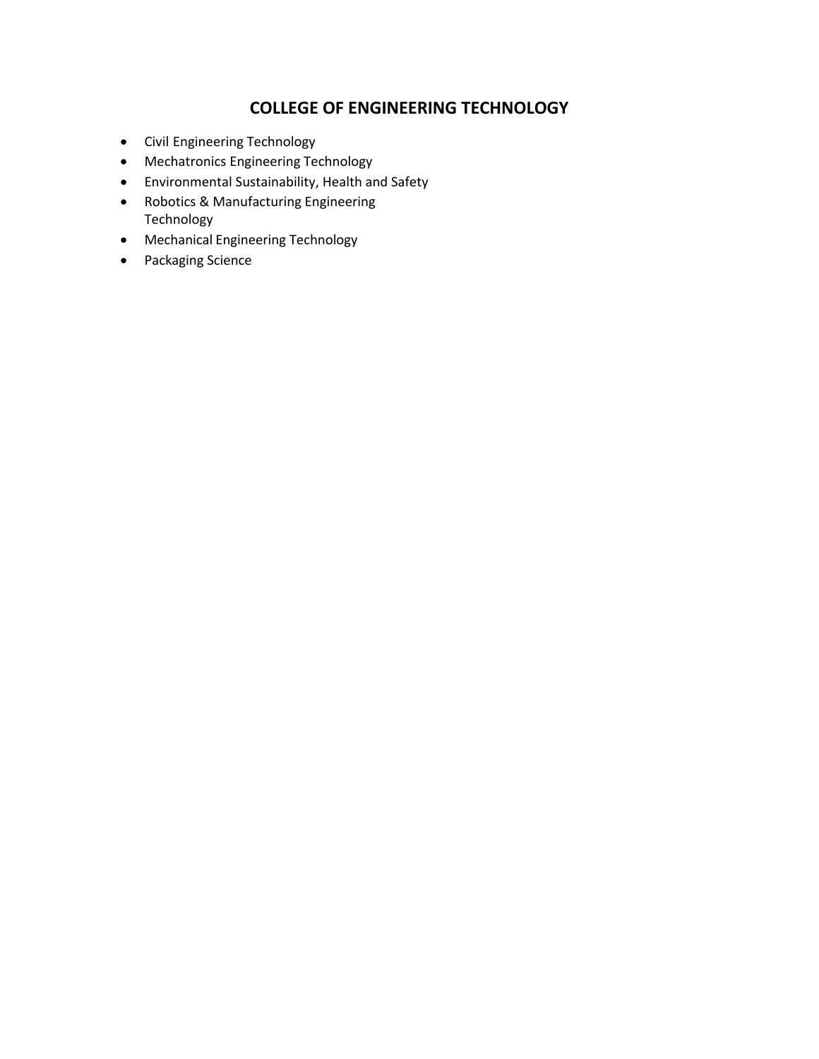# COLLEGE OF ENGINEERING TECHNOLOGY

- Civil Engineering Technology
- Mechatronics Engineering Technology
- Environmental Sustainability, Health and Safety
- Robotics & Manufacturing Engineering Technology
- Mechanical Engineering Technology
- Packaging Science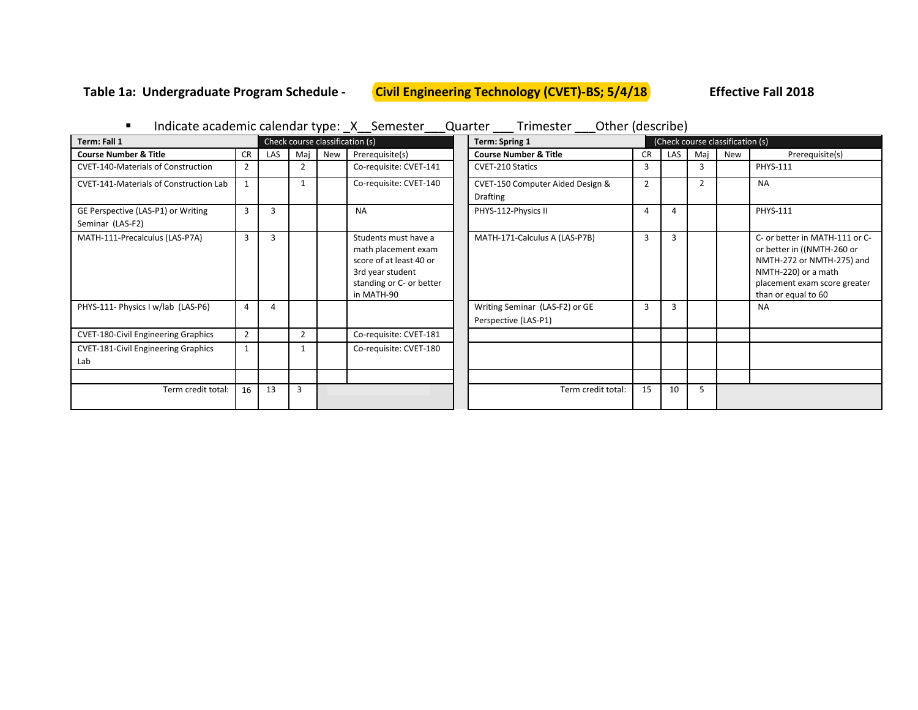**Table 1a: Undergraduate Program Schedule - Civil Engineering Technology (CVET)-BS; 5/4/18 Effective Fall 2018**

- Indicate academic calendar type: _X__Semester___Quarter ___ Trimester ___Other (describe)

| Term: Fall 1 | | Check course classification (s) | | | |
|---|---|---|---|---|---|
| **Course Number & Title** | CR | LAS | Maj | New | Prerequisite(s) |
| CVET-140-Materials of Construction | 2 | | 2 | | Co-requisite: CVET-141 |
| CVET-141-Materials of Construction Lab | 1 | | 1 | | Co-requisite: CVET-140 |
| GE Perspective (LAS-P1) or Writing Seminar (LAS-F2) | 3 | 3 | | | NA |
| MATH-111-Precalculus (LAS-P7A) | 3 | 3 | | | Students must have a math placement exam score of at least 40 or 3rd year student standing or C- or better in MATH-90 |
| PHYS-111- Physics I w/lab (LAS-P6) | 4 | 4 | | | |
| CVET-180-Civil Engineering Graphics | 2 | | 2 | | Co-requisite: CVET-181 |
| CVET-181-Civil Engineering Graphics Lab | 1 | | 1 | | Co-requisite: CVET-180 |
| | | | | | |
| Term credit total: | 16 | 13 | 3 | | |

| Term: Spring 1 | | (Check course classification (s) | | | |
|---|---|---|---|---|---|
| **Course Number & Title** | CR | LAS | Maj | New | Prerequisite(s) |
| CVET-210 Statics | 3 | | 3 | | PHYS-111 |
| CVET-150 Computer Aided Design & Drafting | 2 | | 2 | | NA |
| PHYS-112-Physics II | 4 | 4 | | | PHYS-111 |
| MATH-171-Calculus A (LAS-P7B) | 3 | 3 | | | C- or better in MATH-111 or C- or better in ((NMTH-260 or NMTH-272 or NMTH-275) and NMTH-220) or a math placement exam score greater than or equal to 60 |
| Writing Seminar (LAS-F2) or GE Perspective (LAS-P1) | 3 | 3 | | | NA |
| | | | | | |
| | | | | | |
| | | | | | |
| Term credit total: | 15 | 10 | 5 | | |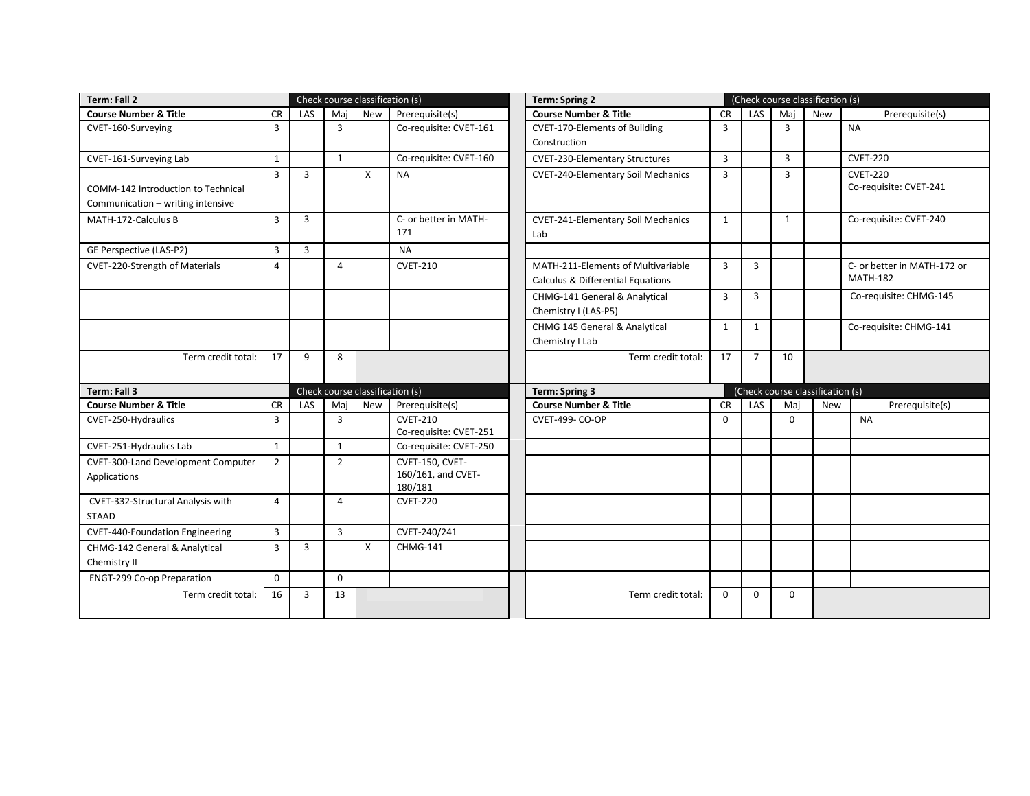| Term: Fall 2 | | Check course classification (s) | | | |
|---|---|---|---|---|---|
| **Course Number & Title** | **CR** | **LAS** | **Maj** | **New** | **Prerequisite(s)** |
| CVET-160-Surveying | 3 | | 3 | | Co-requisite: CVET-161 |
| CVET-161-Surveying Lab | 1 | | 1 | | Co-requisite: CVET-160 |
| COMM-142 Introduction to Technical Communication – writing intensive | 3 | 3 | | X | NA |
| MATH-172-Calculus B | 3 | 3 | | | C- or better in MATH-171 |
| GE Perspective (LAS-P2) | 3 | 3 | | | NA |
| CVET-220-Strength of Materials | 4 | | 4 | | CVET-210 |
| | | | | | |
| | | | | | |
| Term credit total: | 17 | 9 | 8 | | |

| Term: Spring 2 | | (Check course classification (s) | | | |
|---|---|---|---|---|---|
| **Course Number & Title** | **CR** | **LAS** | **Maj** | **New** | **Prerequisite(s)** |
| CVET-170-Elements of Building Construction | 3 | | 3 | | NA |
| CVET-230-Elementary Structures | 3 | | 3 | | CVET-220 |
| CVET-240-Elementary Soil Mechanics | 3 | | 3 | | CVET-220 Co-requisite: CVET-241 |
| CVET-241-Elementary Soil Mechanics Lab | 1 | | 1 | | Co-requisite: CVET-240 |
| | | | | | |
| MATH-211-Elements of Multivariable Calculus & Differential Equations | 3 | 3 | | | C- or better in MATH-172 or MATH-182 |
| CHMG-141 General & Analytical Chemistry I (LAS-P5) | 3 | 3 | | | Co-requisite: CHMG-145 |
| CHMG 145 General & Analytical Chemistry I Lab | 1 | 1 | | | Co-requisite: CHMG-141 |
| Term credit total: | 17 | 7 | 10 | | |

| Term: Fall 3 | | Check course classification (s) | | | |
|---|---|---|---|---|---|
| **Course Number & Title** | **CR** | **LAS** | **Maj** | **New** | **Prerequisite(s)** |
| CVET-250-Hydraulics | 3 | | 3 | | CVET-210 Co-requisite: CVET-251 |
| CVET-251-Hydraulics Lab | 1 | | 1 | | Co-requisite: CVET-250 |
| CVET-300-Land Development Computer Applications | 2 | | 2 | | CVET-150, CVET-160/161, and CVET-180/181 |
| CVET-332-Structural Analysis with STAAD | 4 | | 4 | | CVET-220 |
| CVET-440-Foundation Engineering | 3 | | 3 | | CVET-240/241 |
| CHMG-142 General & Analytical Chemistry II | 3 | 3 | | X | CHMG-141 |
| ENGT-299 Co-op Preparation | 0 | | 0 | | |
| Term credit total: | 16 | 3 | 13 | | |

| Term: Spring 3 | | (Check course classification (s) | | | |
|---|---|---|---|---|---|
| **Course Number & Title** | **CR** | **LAS** | **Maj** | **New** | **Prerequisite(s)** |
| CVET-499- CO-OP | 0 | | 0 | | NA |
| | | | | | |
| | | | | | |
| | | | | | |
| | | | | | |
| | | | | | |
| | | | | | |
| Term credit total: | 0 | 0 | 0 | | |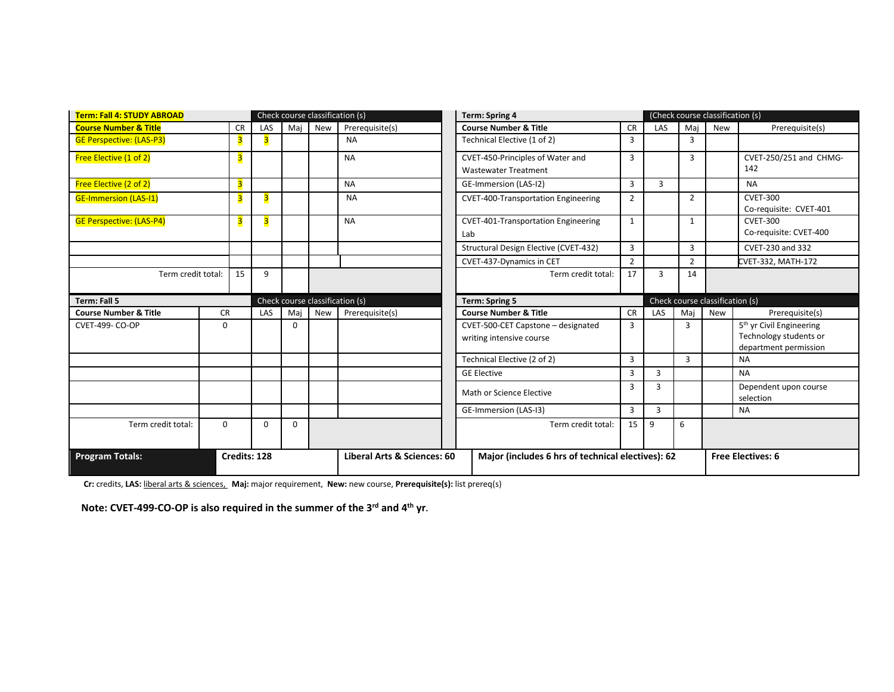**Term: Fall 4: STUDY ABROAD**

| Course Number & Title | CR | LAS | Maj | New | Prerequisite(s) |
|---|---|---|---|---|---|
| GE Perspective: (LAS-P3) | 3 | 3 | | | NA |
| Free Elective (1 of 2) | 3 | | | | NA |
| Free Elective (2 of 2) | 3 | | | | NA |
| GE-Immersion (LAS-I1) | 3 | 3 | | | NA |
| GE Perspective: (LAS-P4) | 3 | 3 | | | NA |
| | | | | | |
| | | | | | |
| Term credit total: | 15 | 9 | | | |

**Term: Spring 4**

| Course Number & Title | CR | LAS | Maj | New | Prerequisite(s) |
|---|---|---|---|---|---|
| Technical Elective (1 of 2) | 3 | | 3 | | |
| CVET-450-Principles of Water and Wastewater Treatment | 3 | | 3 | | CVET-250/251 and CHMG-142 |
| GE-Immersion (LAS-I2) | 3 | 3 | | | NA |
| CVET-400-Transportation Engineering | 2 | | 2 | | CVET-300 Co-requisite: CVET-401 |
| CVET-401-Transportation Engineering Lab | 1 | | 1 | | CVET-300 Co-requisite: CVET-400 |
| Structural Design Elective (CVET-432) | 3 | | 3 | | CVET-230 and 332 |
| CVET-437-Dynamics in CET | 2 | | 2 | | CVET-332, MATH-172 |
| Term credit total: | 17 | 3 | 14 | | |

**Term: Fall 5**

| Course Number & Title | CR | LAS | Maj | New | Prerequisite(s) |
|---|---|---|---|---|---|
| CVET-499- CO-OP | 0 | | 0 | | |
| | | | | | |
| | | | | | |
| | | | | | |
| | | | | | |
| Term credit total: | 0 | 0 | 0 | | |

**Term: Spring 5**

| Course Number & Title | CR | LAS | Maj | New | Prerequisite(s) |
|---|---|---|---|---|---|
| CVET-500-CET Capstone – designated writing intensive course | 3 | | 3 | | 5th yr Civil Engineering Technology students or department permission |
| Technical Elective (2 of 2) | 3 | | 3 | | NA |
| GE Elective | 3 | 3 | | | NA |
| Math or Science Elective | 3 | 3 | | | Dependent upon course selection |
| GE-Immersion (LAS-I3) | 3 | 3 | | | NA |
| Term credit total: | 15 | 9 | 6 | | |

| Program Totals: | Credits: 128 | Liberal Arts & Sciences: 60 | Major (includes 6 hrs of technical electives): 62 | Free Electives: 6 |
|---|---|---|---|---|

**Cr:** credits, **LAS:** liberal arts & sciences, **Maj:** major requirement, **New:** new course, **Prerequisite(s):** list prereq(s)

**Note: CVET-499-CO-OP is also required in the summer of the 3rd and 4th yr.**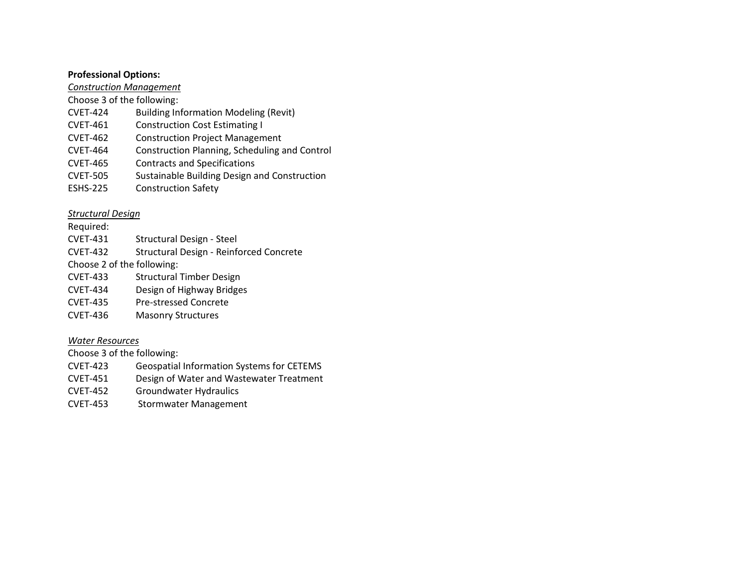**Professional Options:**

*Construction Management*

Choose 3 of the following:

| | |
|---|---|
| CVET-424 | Building Information Modeling (Revit) |
| CVET-461 | Construction Cost Estimating I |
| CVET-462 | Construction Project Management |
| CVET-464 | Construction Planning, Scheduling and Control |
| CVET-465 | Contracts and Specifications |
| CVET-505 | Sustainable Building Design and Construction |
| ESHS-225 | Construction Safety |

*Structural Design*

Required:

| | |
|---|---|
| CVET-431 | Structural Design - Steel |
| CVET-432 | Structural Design - Reinforced Concrete |

Choose 2 of the following:

| | |
|---|---|
| CVET-433 | Structural Timber Design |
| CVET-434 | Design of Highway Bridges |
| CVET-435 | Pre-stressed Concrete |
| CVET-436 | Masonry Structures |

*Water Resources*

Choose 3 of the following:

| | |
|---|---|
| CVET-423 | Geospatial Information Systems for CETEMS |
| CVET-451 | Design of Water and Wastewater Treatment |
| CVET-452 | Groundwater Hydraulics |
| CVET-453 | Stormwater Management |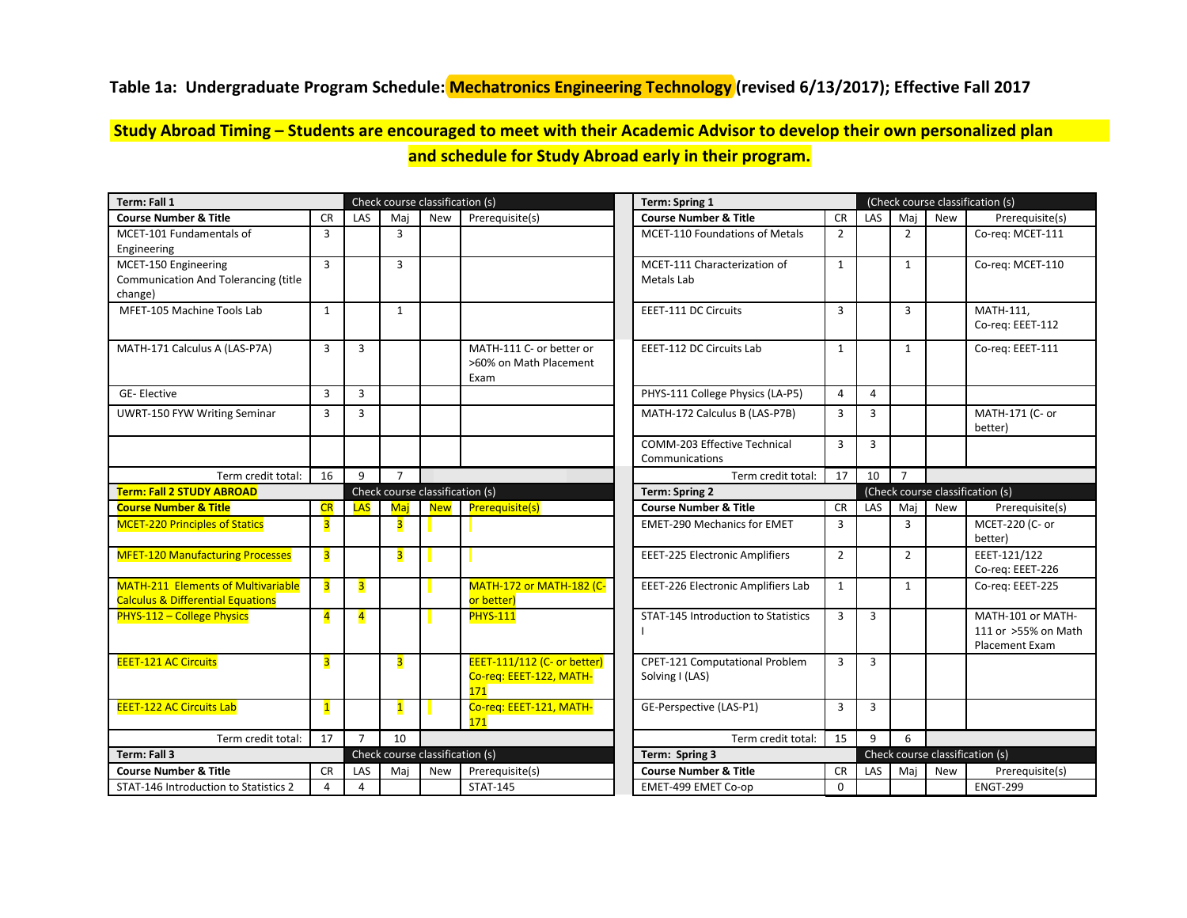**Table 1a: Undergraduate Program Schedule: Mechatronics Engineering Technology (revised 6/13/2017); Effective Fall 2017**

**Study Abroad Timing – Students are encouraged to meet with their Academic Advisor to develop their own personalized plan and schedule for Study Abroad early in their program.**

| Term: Fall 1 | | Check course classification (s) | | | |
|---|---|---|---|---|---|
| **Course Number & Title** | **CR** | **LAS** | **Maj** | **New** | **Prerequisite(s)** |
| MCET-101 Fundamentals of Engineering | 3 | | 3 | | |
| MCET-150 Engineering Communication And Tolerancing (title change) | 3 | | 3 | | |
| MFET-105 Machine Tools Lab | 1 | | 1 | | |
| MATH-171 Calculus A (LAS-P7A) | 3 | 3 | | | MATH-111 C- or better or >60% on Math Placement Exam |
| GE- Elective | 3 | 3 | | | |
| UWRT-150 FYW Writing Seminar | 3 | 3 | | | |
| | | | | | |
| Term credit total: | 16 | 9 | 7 | | |

| Term: Spring 1 | | (Check course classification (s) | | | |
|---|---|---|---|---|---|
| **Course Number & Title** | **CR** | **LAS** | **Maj** | **New** | **Prerequisite(s)** |
| MCET-110 Foundations of Metals | 2 | | 2 | | Co-req: MCET-111 |
| MCET-111 Characterization of Metals Lab | 1 | | 1 | | Co-req: MCET-110 |
| EEET-111 DC Circuits | 3 | | 3 | | MATH-111, Co-req: EEET-112 |
| EEET-112 DC Circuits Lab | 1 | | 1 | | Co-req: EEET-111 |
| PHYS-111 College Physics (LA-P5) | 4 | 4 | | | |
| MATH-172 Calculus B (LAS-P7B) | 3 | 3 | | | MATH-171 (C- or better) |
| COMM-203 Effective Technical Communications | 3 | 3 | | | |
| Term credit total: | 17 | 10 | 7 | | |

| Term: Fall 2 STUDY ABROAD | | Check course classification (s) | | | |
|---|---|---|---|---|---|
| **Course Number & Title** | **CR** | **LAS** | **Maj** | **New** | **Prerequisite(s)** |
| MCET-220 Principles of Statics | 3 | | 3 | | |
| MFET-120 Manufacturing Processes | 3 | | 3 | | |
| MATH-211 Elements of Multivariable Calculus & Differential Equations | 3 | 3 | | | MATH-172 or MATH-182 (C- or better) |
| PHYS-112 – College Physics | 4 | 4 | | | PHYS-111 |
| EEET-121 AC Circuits | 3 | | 3 | | EEET-111/112 (C- or better) Co-req: EEET-122, MATH-171 |
| EEET-122 AC Circuits Lab | 1 | | 1 | | Co-req: EEET-121, MATH-171 |
| Term credit total: | 17 | 7 | 10 | | |

| Term: Spring 2 | | (Check course classification (s) | | | |
|---|---|---|---|---|---|
| **Course Number & Title** | **CR** | **LAS** | **Maj** | **New** | **Prerequisite(s)** |
| EMET-290 Mechanics for EMET | 3 | | 3 | | MCET-220 (C- or better) |
| EEET-225 Electronic Amplifiers | 2 | | 2 | | EEET-121/122 Co-req: EEET-226 |
| EEET-226 Electronic Amplifiers Lab | 1 | | 1 | | Co-req: EEET-225 |
| STAT-145 Introduction to Statistics I | 3 | 3 | | | MATH-101 or MATH-111 or >55% on Math Placement Exam |
| CPET-121 Computational Problem Solving I (LAS) | 3 | 3 | | | |
| GE-Perspective (LAS-P1) | 3 | 3 | | | |
| Term credit total: | 15 | 9 | 6 | | |

| Term: Fall 3 | | Check course classification (s) | | | |
|---|---|---|---|---|---|
| **Course Number & Title** | **CR** | **LAS** | **Maj** | **New** | **Prerequisite(s)** |
| STAT-146 Introduction to Statistics 2 | 4 | 4 | | | STAT-145 |

| Term: Spring 3 | | Check course classification (s) | | | |
|---|---|---|---|---|---|
| **Course Number & Title** | **CR** | **LAS** | **Maj** | **New** | **Prerequisite(s)** |
| EMET-499 EMET Co-op | 0 | | | | ENGT-299 |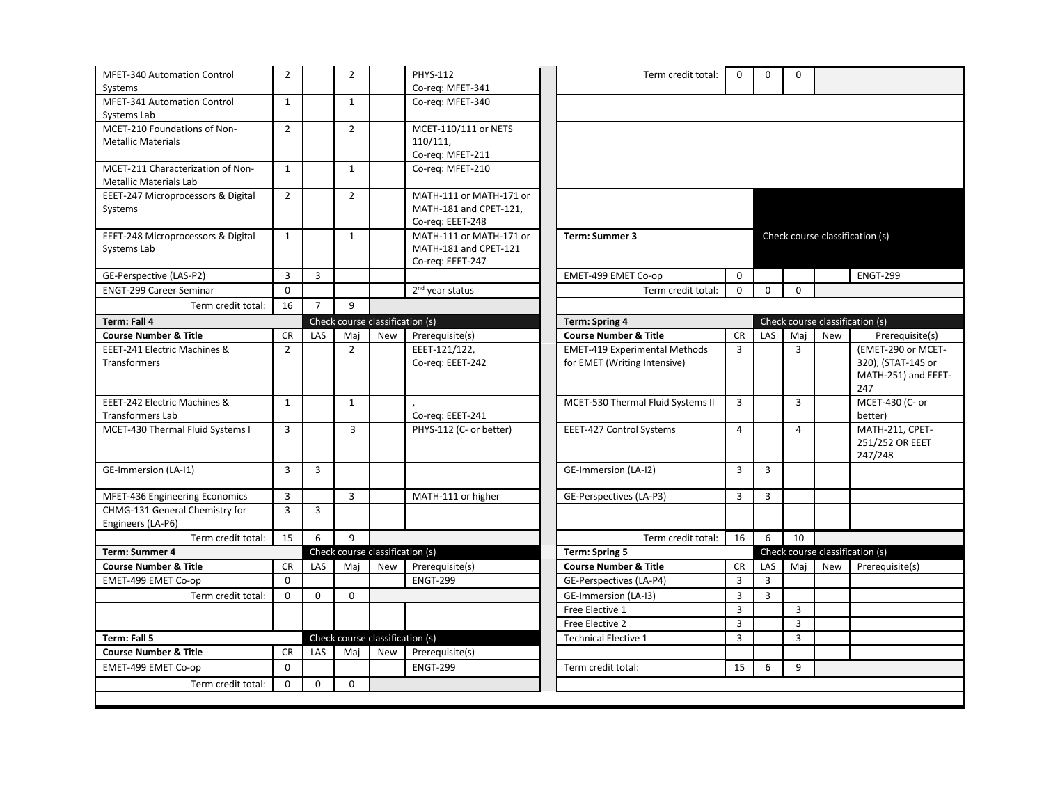| Course Number & Title | CR | LAS | Maj | New | Prerequisite(s) |
|---|---|---|---|---|---|
| MFET-340 Automation Control Systems | 2 | | 2 | | PHYS-112 Co-req: MFET-341 |
| MFET-341 Automation Control Systems Lab | 1 | | 1 | | Co-req: MFET-340 |
| MCET-210 Foundations of Non-Metallic Materials | 2 | | 2 | | MCET-110/111 or NETS 110/111, Co-req: MFET-211 |
| MCET-211 Characterization of Non-Metallic Materials Lab | 1 | | 1 | | Co-req: MFET-210 |
| EEET-247 Microprocessors & Digital Systems | 2 | | 2 | | MATH-111 or MATH-171 or MATH-181 and CPET-121, Co-req: EEET-248 |
| EEET-248 Microprocessors & Digital Systems Lab | 1 | | 1 | | MATH-111 or MATH-171 or MATH-181 and CPET-121 Co-req: EEET-247 |
| GE-Perspective (LAS-P2) | 3 | 3 | | | |
| ENGT-299 Career Seminar | 0 | | | | 2nd year status |
| Term credit total: | 16 | 7 | 9 | | |

| Term: Fall 4 | | Check course classification (s) | | | |
|---|---|---|---|---|---|
| **Course Number & Title** | **CR** | **LAS** | **Maj** | **New** | **Prerequisite(s)** |
| EEET-241 Electric Machines & Transformers | 2 | | 2 | | EEET-121/122, Co-req: EEET-242 |
| EEET-242 Electric Machines & Transformers Lab | 1 | | 1 | | , Co-req: EEET-241 |
| MCET-430 Thermal Fluid Systems I | 3 | | 3 | | PHYS-112 (C- or better) |
| GE-Immersion (LA-I1) | 3 | 3 | | | |
| MFET-436 Engineering Economics | 3 | | 3 | | MATH-111 or higher |
| CHMG-131 General Chemistry for Engineers (LA-P6) | 3 | 3 | | | |
| Term credit total: | 15 | 6 | 9 | | |

| Term: Summer 4 | | Check course classification (s) | | | |
|---|---|---|---|---|---|
| **Course Number & Title** | **CR** | **LAS** | **Maj** | **New** | **Prerequisite(s)** |
| EMET-499 EMET Co-op | 0 | | | | ENGT-299 |
| Term credit total: | 0 | 0 | 0 | | |

| Term: Fall 5 | | Check course classification (s) | | | |
|---|---|---|---|---|---|
| **Course Number & Title** | **CR** | **LAS** | **Maj** | **New** | **Prerequisite(s)** |
| EMET-499 EMET Co-op | 0 | | | | ENGT-299 |
| Term credit total: | 0 | 0 | 0 | | |

| Course Number & Title | CR | LAS | Maj | New | Prerequisite(s) |
|---|---|---|---|---|---|
| Term credit total: | 0 | 0 | 0 | | |

| Term: Summer 3 | | Check course classification (s) | | | |
|---|---|---|---|---|---|
| EMET-499 EMET Co-op | 0 | | | | ENGT-299 |
| Term credit total: | 0 | 0 | 0 | | |

| Term: Spring 4 | | Check course classification (s) | | | |
|---|---|---|---|---|---|
| **Course Number & Title** | **CR** | **LAS** | **Maj** | **New** | **Prerequisite(s)** |
| EMET-419 Experimental Methods for EMET (Writing Intensive) | 3 | | 3 | | (EMET-290 or MCET-320), (STAT-145 or MATH-251) and EEET-247 |
| MCET-530 Thermal Fluid Systems II | 3 | | 3 | | MCET-430 (C- or better) |
| EEET-427 Control Systems | 4 | | 4 | | MATH-211, CPET-251/252 OR EEET 247/248 |
| GE-Immersion (LA-I2) | 3 | 3 | | | |
| GE-Perspectives (LA-P3) | 3 | 3 | | | |
| Term credit total: | 16 | 6 | 10 | | |

| Term: Spring 5 | | Check course classification (s) | | | |
|---|---|---|---|---|---|
| **Course Number & Title** | **CR** | **LAS** | **Maj** | **New** | **Prerequisite(s)** |
| GE-Perspectives (LA-P4) | 3 | 3 | | | |
| GE-Immersion (LA-I3) | 3 | 3 | | | |
| Free Elective 1 | 3 | | 3 | | |
| Free Elective 2 | 3 | | 3 | | |
| Technical Elective 1 | 3 | | 3 | | |
| Term credit total: | 15 | 6 | 9 | | |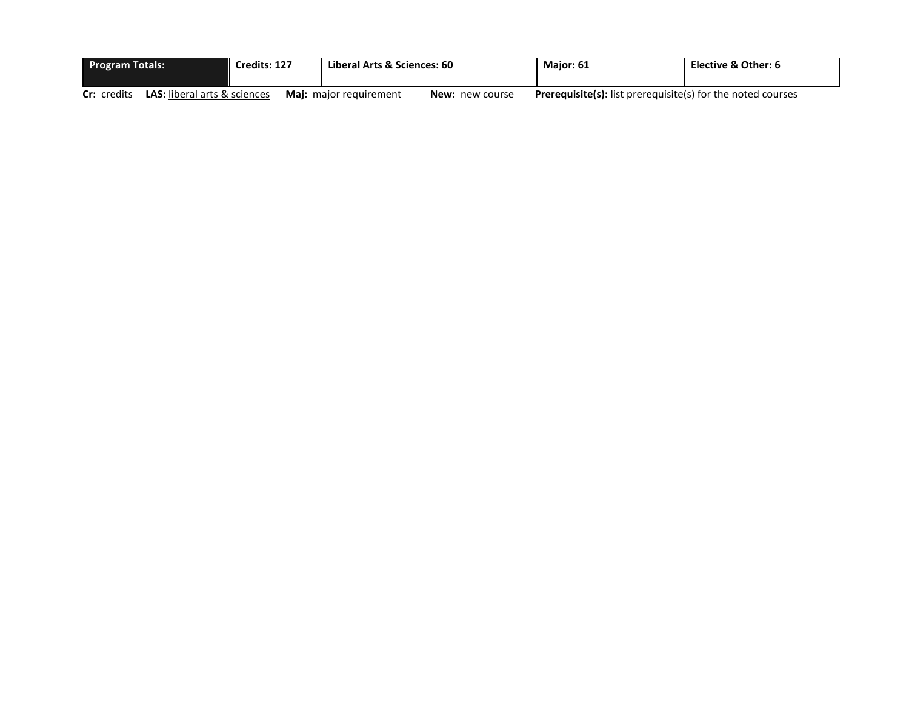| Program Totals: | Credits: 127 | Liberal Arts & Sciences: 60 | Major: 61 | Elective & Other: 6 |
|---|---|---|---|---|

**Cr:** credits **LAS:** liberal arts & sciences **Maj:** major requirement **New:** new course **Prerequisite(s):** list prerequisite(s) for the noted courses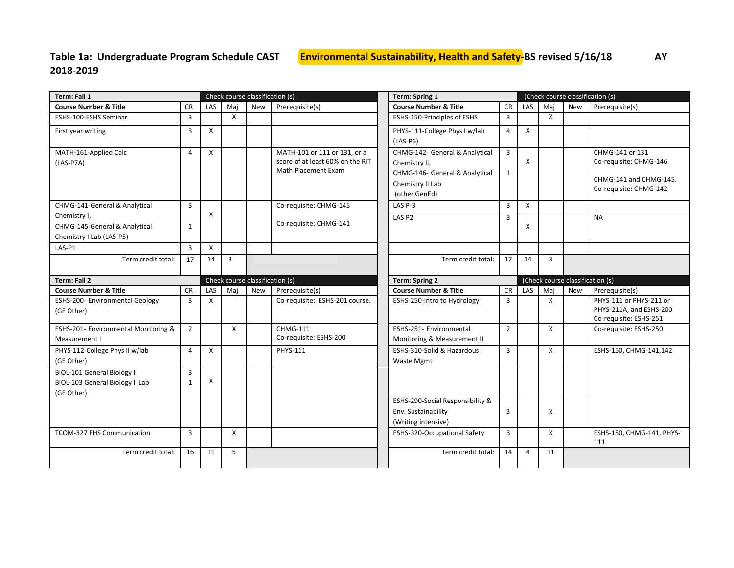**Table 1a: Undergraduate Program Schedule CAST Environmental Sustainability, Health and Safety-BS revised 5/16/18 AY 2018-2019**

| Term: Fall 1 | | Check course classification (s) | | | |
|---|---|---|---|---|---|
| **Course Number & Title** | CR | LAS | Maj | New | Prerequisite(s) |
| ESHS-100-ESHS Seminar | 3 | | X | | |
| First year writing | 3 | X | | | |
| MATH-161-Applied Calc (LAS-P7A) | 4 | X | | | MATH-101 or 111 or 131, or a score of at least 60% on the RIT Math Placement Exam |
| CHMG-141-General & Analytical Chemistry I, CHMG-145-General & Analytical Chemistry I Lab (LAS-P5) | 3, 1 | X | | | Co-requisite: CHMG-145; Co-requisite: CHMG-141 |
| LAS-P1 | 3 | X | | | |
| Term credit total: | 17 | 14 | 3 | | |

| Term: Spring 1 | | (Check course classification (s) | | | |
|---|---|---|---|---|---|
| **Course Number & Title** | CR | LAS | Maj | New | Prerequisite(s) |
| ESHS-150-Principles of ESHS | 3 | | X | | |
| PHYS-111-College Phys I w/lab (LAS-P6) | 4 | X | | | |
| CHMG-142- General & Analytical Chemistry II, CHMG-146- General & Analytical Chemistry II Lab (other GenEd) | 3, 1 | X | | | CHMG-141 or 131 Co-requisite: CHMG-146; CHMG-141 and CHMG-145. Co-requisite: CHMG-142 |
| LAS P-3 | 3 | X | | | |
| LAS P2 | 3 | X | | | NA |
| | | | | | |
| Term credit total: | 17 | 14 | 3 | | |

| Term: Fall 2 | | Check course classification (s) | | | |
|---|---|---|---|---|---|
| **Course Number & Title** | CR | LAS | Maj | New | Prerequisite(s) |
| ESHS-200- Environmental Geology (GE Other) | 3 | X | | | Co-requisite: ESHS-201 course. |
| ESHS-201- Environmental Monitoring & Measurement I | 2 | | X | | CHMG-111 Co-requisite: ESHS-200 |
| PHYS-112-College Phys II w/lab (GE Other) | 4 | X | | | PHYS-111 |
| BIOL-101 General Biology I, BIOL-103 General Biology I Lab (GE Other) | 3, 1 | X | | | |
| TCOM-327 EHS Communication | 3 | | X | | |
| Term credit total: | 16 | 11 | 5 | | |

| Term: Spring 2 | | (Check course classification (s) | | | |
|---|---|---|---|---|---|
| **Course Number & Title** | CR | LAS | Maj | New | Prerequisite(s) |
| ESHS-250-Intro to Hydrology | 3 | | X | | PHYS-111 or PHYS-211 or PHYS-211A, and ESHS-200 Co-requisite: ESHS-251 |
| ESHS-251- Environmental Monitoring & Measurement II | 2 | | X | | Co-requisite: ESHS-250 |
| ESHS-310-Solid & Hazardous Waste Mgmt | 3 | | X | | ESHS-150, CHMG-141,142 |
| | | | | | |
| ESHS-290-Social Responsibility & Env. Sustainability (Writing intensive) | 3 | | X | | |
| ESHS-320-Occupational Safety | 3 | | X | | ESHS-150, CHMG-141, PHYS-111 |
| Term credit total: | 14 | 4 | 11 | | |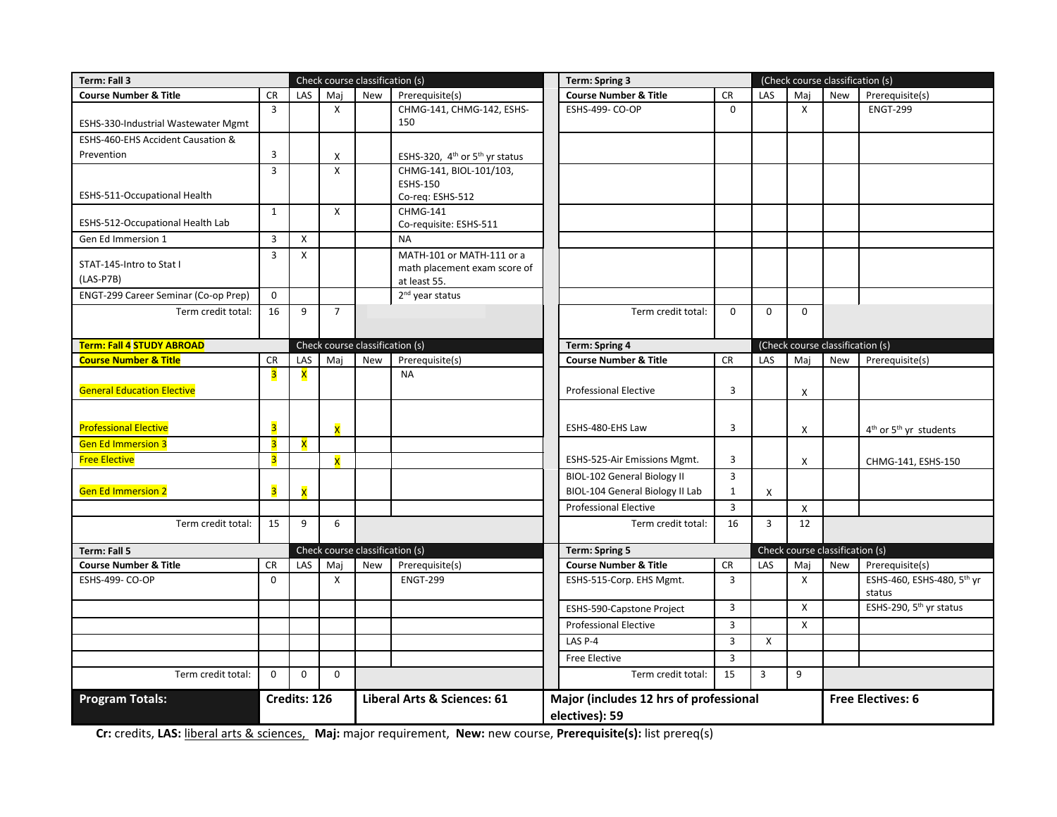| Term: Fall 3 | | Check course classification (s) | | | |
|---|---|---|---|---|---|
| **Course Number & Title** | **CR** | **LAS** | **Maj** | **New** | **Prerequisite(s)** |
| ESHS-330-Industrial Wastewater Mgmt | 3 | | X | | CHMG-141, CHMG-142, ESHS-150 |
| ESHS-460-EHS Accident Causation & Prevention | 3 | | X | | ESHS-320, 4th or 5th yr status |
| ESHS-511-Occupational Health | 3 | | X | | CHMG-141, BIOL-101/103, ESHS-150 Co-req: ESHS-512 |
| ESHS-512-Occupational Health Lab | 1 | | X | | CHMG-141 Co-requisite: ESHS-511 |
| Gen Ed Immersion 1 | 3 | X | | | NA |
| STAT-145-Intro to Stat I (LAS-P7B) | 3 | X | | | MATH-101 or MATH-111 or a math placement exam score of at least 55. |
| ENGT-299 Career Seminar (Co-op Prep) | 0 | | | | 2nd year status |
| Term credit total: | 16 | 9 | 7 | | |

| Term: Spring 3 | | (Check course classification (s) | | | |
|---|---|---|---|---|---|
| **Course Number & Title** | **CR** | **LAS** | **Maj** | **New** | **Prerequisite(s)** |
| ESHS-499- CO-OP | 0 | | X | | ENGT-299 |
| Term credit total: | 0 | 0 | 0 | | |

| Term: Fall 4 STUDY ABROAD | | Check course classification (s) | | | |
|---|---|---|---|---|---|
| **Course Number & Title** | **CR** | **LAS** | **Maj** | **New** | **Prerequisite(s)** |
| General Education Elective | 3 | X | | | NA |
| Professional Elective | 3 | | X | | |
| Gen Ed Immersion 3 | 3 | X | | | |
| Free Elective | 3 | | X | | |
| Gen Ed Immersion 2 | 3 | X | | | |
| Term credit total: | 15 | 9 | 6 | | |

| Term: Spring 4 | | (Check course classification (s) | | | |
|---|---|---|---|---|---|
| **Course Number & Title** | **CR** | **LAS** | **Maj** | **New** | **Prerequisite(s)** |
| Professional Elective | 3 | | X | | |
| ESHS-480-EHS Law | 3 | | X | | 4th or 5th yr students |
| ESHS-525-Air Emissions Mgmt. | 3 | | X | | CHMG-141, ESHS-150 |
| BIOL-102 General Biology II<br>BIOL-104 General Biology II Lab | 3<br>1 | X | | | |
| Professional Elective | 3 | | X | | |
| Term credit total: | 16 | 3 | 12 | | |

| Term: Fall 5 | | Check course classification (s) | | | |
|---|---|---|---|---|---|
| **Course Number & Title** | **CR** | **LAS** | **Maj** | **New** | **Prerequisite(s)** |
| ESHS-499- CO-OP | 0 | | X | | ENGT-299 |
| Term credit total: | 0 | 0 | 0 | | |

| Term: Spring 5 | | Check course classification (s) | | | |
|---|---|---|---|---|---|
| **Course Number & Title** | **CR** | **LAS** | **Maj** | **New** | **Prerequisite(s)** |
| ESHS-515-Corp. EHS Mgmt. | 3 | | X | | ESHS-460, ESHS-480, 5th yr status |
| ESHS-590-Capstone Project | 3 | | X | | ESHS-290, 5th yr status |
| Professional Elective | 3 | | X | | |
| LAS P-4 | 3 | X | | | |
| Free Elective | 3 | | | | |
| Term credit total: | 15 | 3 | 9 | | |

| **Program Totals:** | **Credits: 126** | **Liberal Arts & Sciences: 61** | **Major (includes 12 hrs of professional electives): 59** | **Free Electives: 6** |
|---|---|---|---|---|

**Cr:** credits, **LAS:** liberal arts & sciences, **Maj:** major requirement, **New:** new course, **Prerequisite(s):** list prereq(s)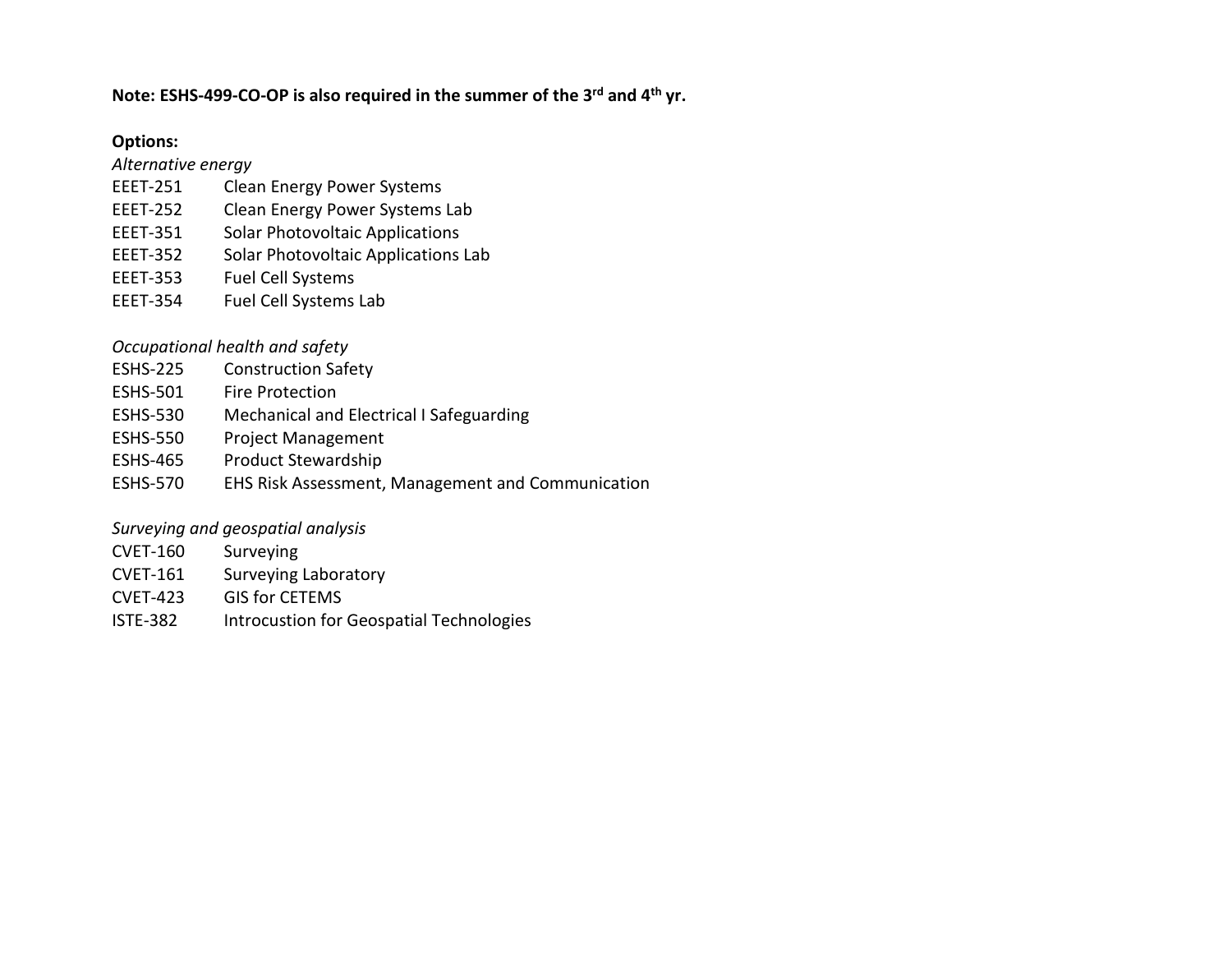**Note: ESHS-499-CO-OP is also required in the summer of the 3rd and 4th yr.**

**Options:**

*Alternative energy*

| | |
|---|---|
| EEET-251 | Clean Energy Power Systems |
| EEET-252 | Clean Energy Power Systems Lab |
| EEET-351 | Solar Photovoltaic Applications |
| EEET-352 | Solar Photovoltaic Applications Lab |
| EEET-353 | Fuel Cell Systems |
| EEET-354 | Fuel Cell Systems Lab |

*Occupational health and safety*

| | |
|---|---|
| ESHS-225 | Construction Safety |
| ESHS-501 | Fire Protection |
| ESHS-530 | Mechanical and Electrical I Safeguarding |
| ESHS-550 | Project Management |
| ESHS-465 | Product Stewardship |
| ESHS-570 | EHS Risk Assessment, Management and Communication |

*Surveying and geospatial analysis*

| | |
|---|---|
| CVET-160 | Surveying |
| CVET-161 | Surveying Laboratory |
| CVET-423 | GIS for CETEMS |
| ISTE-382 | Introcustion for Geospatial Technologies |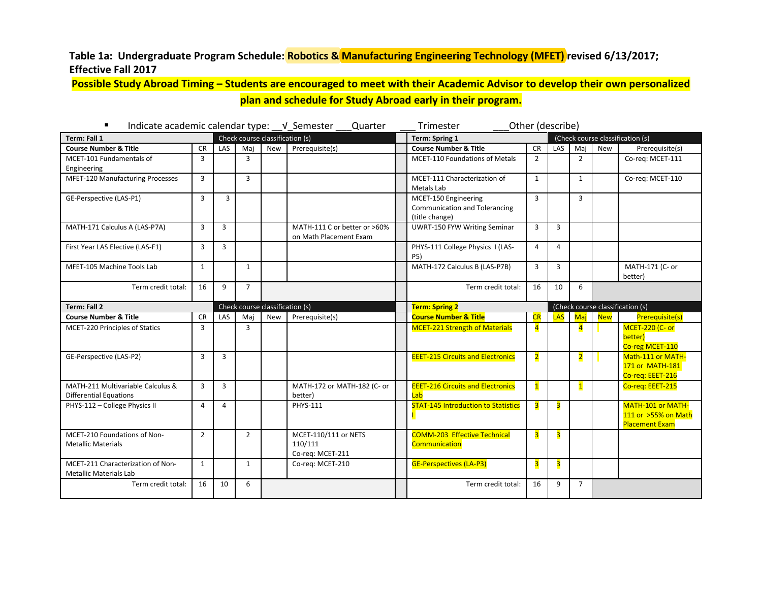**Table 1a: Undergraduate Program Schedule: Robotics & Manufacturing Engineering Technology (MFET) revised 6/13/2017; Effective Fall 2017**

**Possible Study Abroad Timing – Students are encouraged to meet with their Academic Advisor to develop their own personalized plan and schedule for Study Abroad early in their program.**

- Indicate academic calendar type: __√_Semester ___Quarter ___ Trimester ___Other (describe)

| Term: Fall 1 | | Check course classification (s) | | | | Term: Spring 1 | | (Check course classification (s) | | | |
|---|---|---|---|---|---|---|---|---|---|---|---|
| **Course Number & Title** | CR | LAS | Maj | New | Prerequisite(s) | **Course Number & Title** | CR | LAS | Maj | New | Prerequisite(s) |
| MCET-101 Fundamentals of Engineering | 3 | | 3 | | | MCET-110 Foundations of Metals | 2 | | 2 | | Co-req: MCET-111 |
| MFET-120 Manufacturing Processes | 3 | | 3 | | | MCET-111 Characterization of Metals Lab | 1 | | 1 | | Co-req: MCET-110 |
| GE-Perspective (LAS-P1) | 3 | 3 | | | | MCET-150 Engineering Communication and Tolerancing (title change) | 3 | | 3 | | |
| MATH-171 Calculus A (LAS-P7A) | 3 | 3 | | | MATH-111 C or better or >60% on Math Placement Exam | UWRT-150 FYW Writing Seminar | 3 | 3 | | | |
| First Year LAS Elective (LAS-F1) | 3 | 3 | | | | PHYS-111 College Physics I (LAS-P5) | 4 | 4 | | | |
| MFET-105 Machine Tools Lab | 1 | | 1 | | | MATH-172 Calculus B (LAS-P7B) | 3 | 3 | | | MATH-171 (C- or better) |
| Term credit total: | 16 | 9 | 7 | | | Term credit total: | 16 | 10 | 6 | | |

| Term: Fall 2 | | Check course classification (s) | | | | Term: Spring 2 | | (Check course classification (s) | | | |
|---|---|---|---|---|---|---|---|---|---|---|---|
| **Course Number & Title** | CR | LAS | Maj | New | Prerequisite(s) | **Course Number & Title** | CR | LAS | Maj | New | Prerequisite(s) |
| MCET-220 Principles of Statics | 3 | | 3 | | | MCET-221 Strength of Materials | 4 | | 4 | | MCET-220 (C- or better) Co-reg MCET-110 |
| GE-Perspective (LAS-P2) | 3 | 3 | | | | EEET-215 Circuits and Electronics | 2 | | 2 | | Math-111 or MATH-171 or MATH-181 Co-req: EEET-216 |
| MATH-211 Multivariable Calculus & Differential Equations | 3 | 3 | | | MATH-172 or MATH-182 (C- or better) | EEET-216 Circuits and Electronics Lab | 1 | | 1 | | Co-req: EEET-215 |
| PHYS-112 – College Physics II | 4 | 4 | | | PHYS-111 | STAT-145 Introduction to Statistics I | 3 | 3 | | | MATH-101 or MATH-111 or >55% on Math Placement Exam |
| MCET-210 Foundations of Non-Metallic Materials | 2 | | 2 | | MCET-110/111 or NETS 110/111 Co-req: MCET-211 | COMM-203 Effective Technical Communication | 3 | 3 | | | |
| MCET-211 Characterization of Non-Metallic Materials Lab | 1 | | 1 | | Co-req: MCET-210 | GE-Perspectives (LA-P3) | 3 | 3 | | | |
| Term credit total: | 16 | 10 | 6 | | | Term credit total: | 16 | 9 | 7 | | |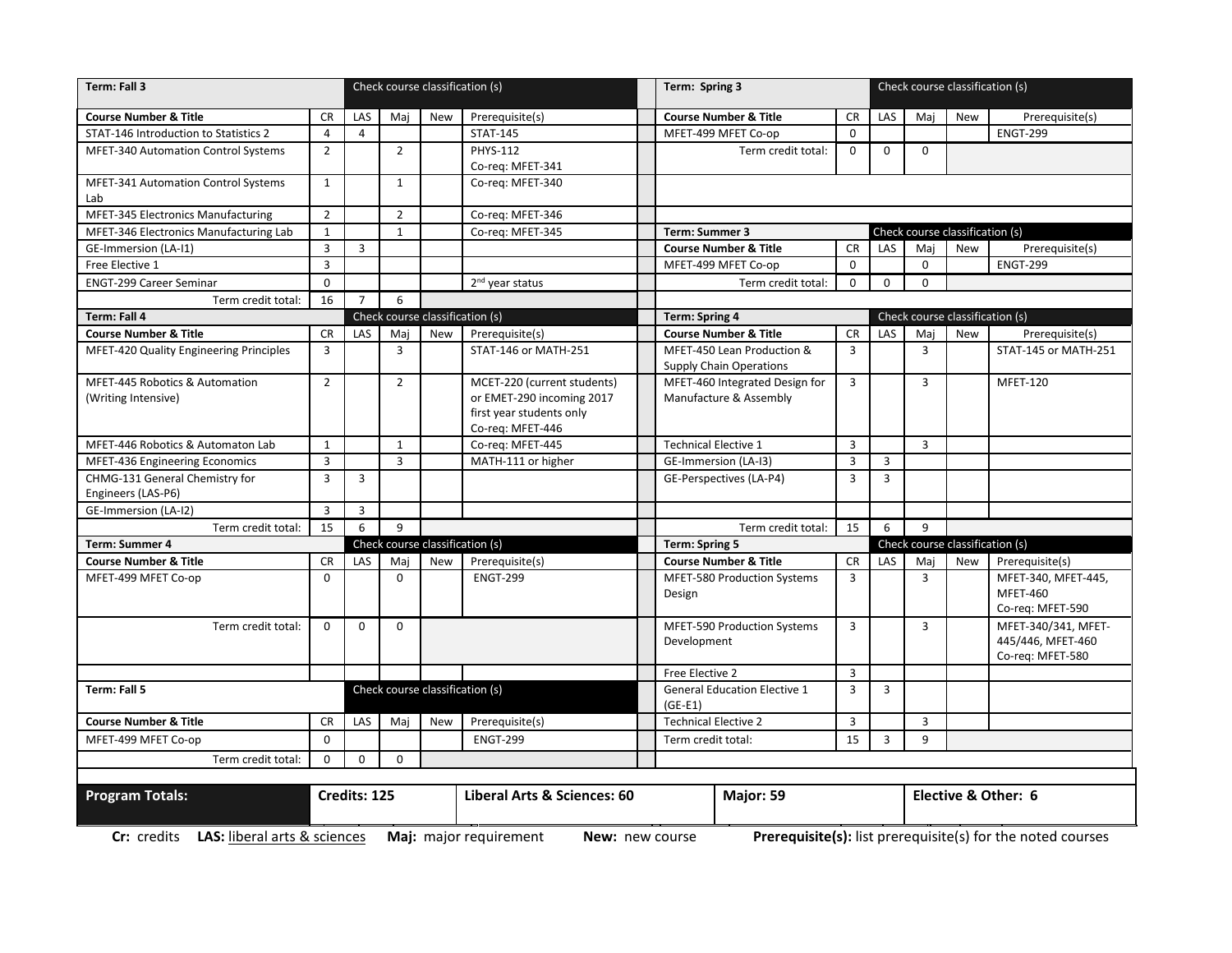| Term: Fall 3 | | Check course classification (s) | | | |
|---|---|---|---|---|---|
| **Course Number & Title** | CR | LAS | Maj | New | Prerequisite(s) |
| STAT-146 Introduction to Statistics 2 | 4 | 4 | | | STAT-145 |
| MFET-340 Automation Control Systems | 2 | | 2 | | PHYS-112 Co-req: MFET-341 |
| MFET-341 Automation Control Systems Lab | 1 | | 1 | | Co-req: MFET-340 |
| MFET-345 Electronics Manufacturing | 2 | | 2 | | Co-req: MFET-346 |
| MFET-346 Electronics Manufacturing Lab | 1 | | 1 | | Co-req: MFET-345 |
| GE-Immersion (LA-I1) | 3 | 3 | | | |
| Free Elective 1 | 3 | | | | |
| ENGT-299 Career Seminar | 0 | | | | 2nd year status |
| Term credit total: | 16 | 7 | 6 | | |

| Term: Spring 3 | | Check course classification (s) | | | |
|---|---|---|---|---|---|
| **Course Number & Title** | CR | LAS | Maj | New | Prerequisite(s) |
| MFET-499 MFET Co-op | 0 | | | | ENGT-299 |
| Term credit total: | 0 | 0 | 0 | | |

| Term: Summer 3 | | Check course classification (s) | | | |
|---|---|---|---|---|---|
| **Course Number & Title** | CR | LAS | Maj | New | Prerequisite(s) |
| MFET-499 MFET Co-op | 0 | | 0 | | ENGT-299 |
| Term credit total: | 0 | 0 | 0 | | |

| Term: Fall 4 | | Check course classification (s) | | | |
|---|---|---|---|---|---|
| **Course Number & Title** | CR | LAS | Maj | New | Prerequisite(s) |
| MFET-420 Quality Engineering Principles | 3 | | 3 | | STAT-146 or MATH-251 |
| MFET-445 Robotics & Automation (Writing Intensive) | 2 | | 2 | | MCET-220 (current students) or EMET-290 incoming 2017 first year students only Co-req: MFET-446 |
| MFET-446 Robotics & Automaton Lab | 1 | | 1 | | Co-req: MFET-445 |
| MFET-436 Engineering Economics | 3 | | 3 | | MATH-111 or higher |
| CHMG-131 General Chemistry for Engineers (LAS-P6) | 3 | 3 | | | |
| GE-Immersion (LA-I2) | 3 | 3 | | | |
| Term credit total: | 15 | 6 | 9 | | |

| Term: Spring 4 | | Check course classification (s) | | | |
|---|---|---|---|---|---|
| **Course Number & Title** | CR | LAS | Maj | New | Prerequisite(s) |
| MFET-450 Lean Production & Supply Chain Operations | 3 | | 3 | | STAT-145 or MATH-251 |
| MFET-460 Integrated Design for Manufacture & Assembly | 3 | | 3 | | MFET-120 |
| Technical Elective 1 | 3 | | 3 | | |
| GE-Immersion (LA-I3) | 3 | 3 | | | |
| GE-Perspectives (LA-P4) | 3 | 3 | | | |
| Term credit total: | 15 | 6 | 9 | | |

| Term: Summer 4 | | Check course classification (s) | | | |
|---|---|---|---|---|---|
| **Course Number & Title** | CR | LAS | Maj | New | Prerequisite(s) |
| MFET-499 MFET Co-op | 0 | | 0 | | ENGT-299 |
| Term credit total: | 0 | 0 | 0 | | |

| Term: Spring 5 | | Check course classification (s) | | | |
|---|---|---|---|---|---|
| **Course Number & Title** | CR | LAS | Maj | New | Prerequisite(s) |
| MFET-580 Production Systems Design | 3 | | 3 | | MFET-340, MFET-445, MFET-460 Co-req: MFET-590 |
| MFET-590 Production Systems Development | 3 | | 3 | | MFET-340/341, MFET-445/446, MFET-460 Co-req: MFET-580 |
| Free Elective 2 | 3 | | | | |
| General Education Elective 1 (GE-E1) | 3 | 3 | | | |
| Technical Elective 2 | 3 | | 3 | | |
| Term credit total: | 15 | 3 | 9 | | |

| Term: Fall 5 | | Check course classification (s) | | | |
|---|---|---|---|---|---|
| **Course Number & Title** | CR | LAS | Maj | New | Prerequisite(s) |
| MFET-499 MFET Co-op | 0 | | | | ENGT-299 |
| Term credit total: | 0 | 0 | 0 | | |

| **Program Totals:** | **Credits: 125** | **Liberal Arts & Sciences: 60** | **Major: 59** | **Elective & Other: 6** |
|---|---|---|---|---|

**Cr:** credits **LAS:** liberal arts & sciences **Maj:** major requirement **New:** new course **Prerequisite(s):** list prerequisite(s) for the noted courses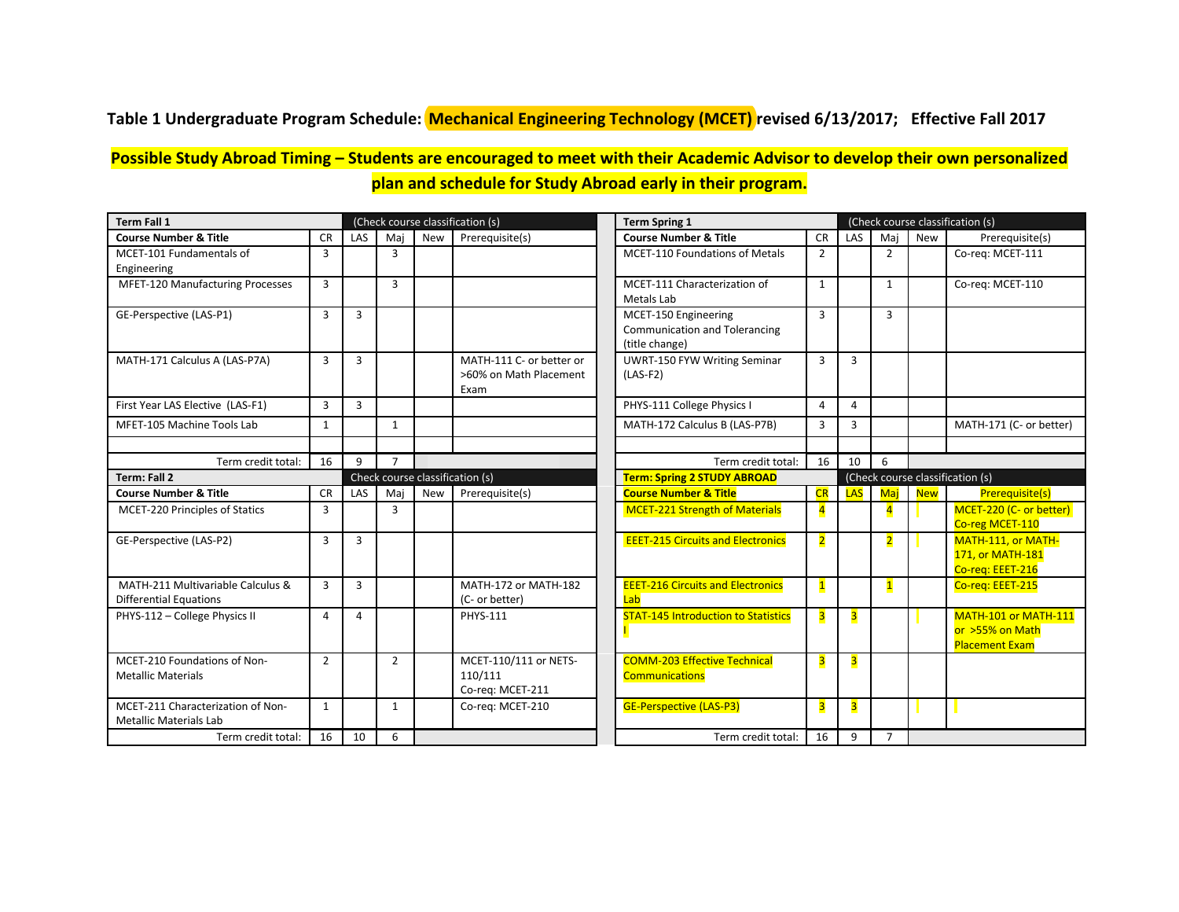**Table 1 Undergraduate Program Schedule: Mechanical Engineering Technology (MCET) revised 6/13/2017; Effective Fall 2017**

**Possible Study Abroad Timing – Students are encouraged to meet with their Academic Advisor to develop their own personalized plan and schedule for Study Abroad early in their program.**

| **Term Fall 1** | | (Check course classification (s) | | | |
|---|---|---|---|---|---|
| **Course Number & Title** | CR | LAS | Maj | New | Prerequisite(s) |
| MCET-101 Fundamentals of Engineering | 3 | | 3 | | |
| MFET-120 Manufacturing Processes | 3 | | 3 | | |
| GE-Perspective (LAS-P1) | 3 | 3 | | | |
| MATH-171 Calculus A (LAS-P7A) | 3 | 3 | | | MATH-111 C- or better or >60% on Math Placement Exam |
| First Year LAS Elective (LAS-F1) | 3 | 3 | | | |
| MFET-105 Machine Tools Lab | 1 | | 1 | | |
| | | | | | |
| Term credit total: | 16 | 9 | 7 | | |

| **Term Spring 1** | | (Check course classification (s) | | | |
|---|---|---|---|---|---|
| **Course Number & Title** | CR | LAS | Maj | New | Prerequisite(s) |
| MCET-110 Foundations of Metals | 2 | | 2 | | Co-req: MCET-111 |
| MCET-111 Characterization of Metals Lab | 1 | | 1 | | Co-req: MCET-110 |
| MCET-150 Engineering Communication and Tolerancing (title change) | 3 | | 3 | | |
| UWRT-150 FYW Writing Seminar (LAS-F2) | 3 | 3 | | | |
| PHYS-111 College Physics I | 4 | 4 | | | |
| MATH-172 Calculus B (LAS-P7B) | 3 | 3 | | | MATH-171 (C- or better) |
| | | | | | |
| Term credit total: | 16 | 10 | 6 | | |

| **Term: Fall 2** | | Check course classification (s) | | | |
|---|---|---|---|---|---|
| **Course Number & Title** | CR | LAS | Maj | New | Prerequisite(s) |
| MCET-220 Principles of Statics | 3 | | 3 | | |
| GE-Perspective (LAS-P2) | 3 | 3 | | | |
| MATH-211 Multivariable Calculus & Differential Equations | 3 | 3 | | | MATH-172 or MATH-182 (C- or better) |
| PHYS-112 – College Physics II | 4 | 4 | | | PHYS-111 |
| MCET-210 Foundations of Non-Metallic Materials | 2 | | 2 | | MCET-110/111 or NETS-110/111 Co-req: MCET-211 |
| MCET-211 Characterization of Non-Metallic Materials Lab | 1 | | 1 | | Co-req: MCET-210 |
| Term credit total: | 16 | 10 | 6 | | |

| **Term: Spring 2 STUDY ABROAD** | | (Check course classification (s) | | | |
|---|---|---|---|---|---|
| **Course Number & Title** | CR | LAS | Maj | New | Prerequisite(s) |
| MCET-221 Strength of Materials | 4 | | 4 | | MCET-220 (C- or better) Co-reg MCET-110 |
| EEET-215 Circuits and Electronics | 2 | | 2 | | MATH-111, or MATH-171, or MATH-181 Co-req: EEET-216 |
| EEET-216 Circuits and Electronics Lab | 1 | | 1 | | Co-req: EEET-215 |
| STAT-145 Introduction to Statistics I | 3 | 3 | | | MATH-101 or MATH-111 or >55% on Math Placement Exam |
| COMM-203 Effective Technical Communications | 3 | 3 | | | |
| GE-Perspective (LAS-P3) | 3 | 3 | | | |
| Term credit total: | 16 | 9 | 7 | | |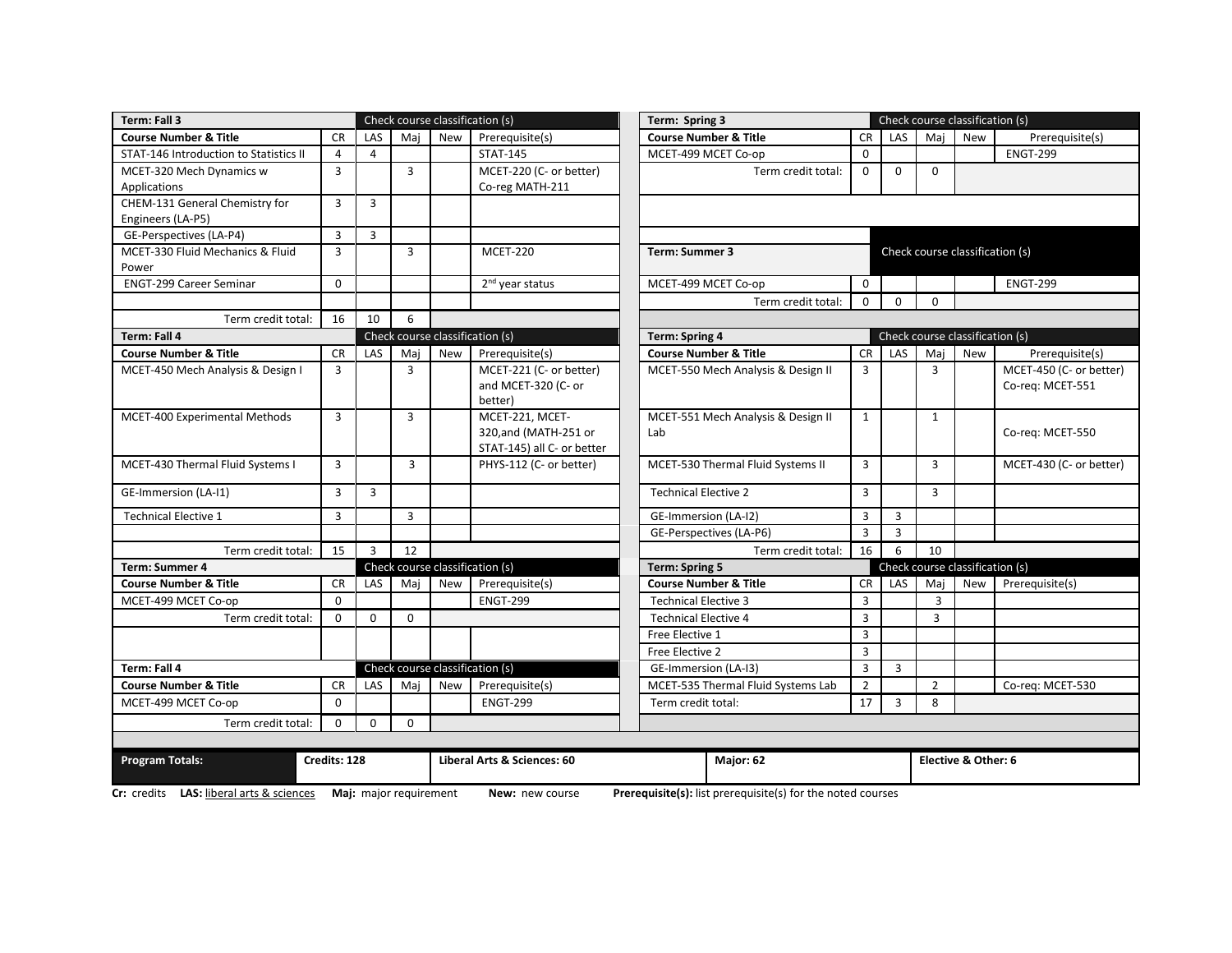| Term: Fall 3 | | Check course classification (s) | | | |
|---|---|---|---|---|---|
| **Course Number & Title** | **CR** | **LAS** | **Maj** | **New** | **Prerequisite(s)** |
| STAT-146 Introduction to Statistics II | 4 | 4 | | | STAT-145 |
| MCET-320 Mech Dynamics w Applications | 3 | | 3 | | MCET-220 (C- or better) Co-reg MATH-211 |
| CHEM-131 General Chemistry for Engineers (LA-P5) | 3 | 3 | | | |
| GE-Perspectives (LA-P4) | 3 | 3 | | | |
| MCET-330 Fluid Mechanics & Fluid Power | 3 | | 3 | | MCET-220 |
| ENGT-299 Career Seminar | 0 | | | | 2nd year status |
| | | | | | |
| Term credit total: | 16 | 10 | 6 | | |

| Term: Fall 4 | | Check course classification (s) | | | |
|---|---|---|---|---|---|
| **Course Number & Title** | **CR** | **LAS** | **Maj** | **New** | **Prerequisite(s)** |
| MCET-450 Mech Analysis & Design I | 3 | | 3 | | MCET-221 (C- or better) and MCET-320 (C- or better) |
| MCET-400 Experimental Methods | 3 | | 3 | | MCET-221, MCET-320,and (MATH-251 or STAT-145) all C- or better |
| MCET-430 Thermal Fluid Systems I | 3 | | 3 | | PHYS-112 (C- or better) |
| GE-Immersion (LA-I1) | 3 | 3 | | | |
| Technical Elective 1 | 3 | | 3 | | |
| | | | | | |
| Term credit total: | 15 | 3 | 12 | | |

| Term: Summer 4 | | Check course classification (s) | | | |
|---|---|---|---|---|---|
| **Course Number & Title** | **CR** | **LAS** | **Maj** | **New** | **Prerequisite(s)** |
| MCET-499 MCET Co-op | 0 | | | | ENGT-299 |
| Term credit total: | 0 | 0 | 0 | | |

| Term: Fall 4 | | Check course classification (s) | | | |
|---|---|---|---|---|---|
| **Course Number & Title** | **CR** | **LAS** | **Maj** | **New** | **Prerequisite(s)** |
| MCET-499 MCET Co-op | 0 | | | | ENGT-299 |
| Term credit total: | 0 | 0 | 0 | | |

| Term: Spring 3 | | Check course classification (s) | | | |
|---|---|---|---|---|---|
| **Course Number & Title** | **CR** | **LAS** | **Maj** | **New** | **Prerequisite(s)** |
| MCET-499 MCET Co-op | 0 | | | | ENGT-299 |
| Term credit total: | 0 | 0 | 0 | | |

| Term: Summer 3 | | Check course classification (s) | | | |
|---|---|---|---|---|---|
| MCET-499 MCET Co-op | 0 | | | | ENGT-299 |
| Term credit total: | 0 | 0 | 0 | | |

| Term: Spring 4 | | Check course classification (s) | | | |
|---|---|---|---|---|---|
| **Course Number & Title** | **CR** | **LAS** | **Maj** | **New** | **Prerequisite(s)** |
| MCET-550 Mech Analysis & Design II | 3 | | 3 | | MCET-450 (C- or better) Co-req: MCET-551 |
| MCET-551 Mech Analysis & Design II Lab | 1 | | 1 | | Co-req: MCET-550 |
| MCET-530 Thermal Fluid Systems II | 3 | | 3 | | MCET-430 (C- or better) |
| Technical Elective 2 | 3 | | 3 | | |
| GE-Immersion (LA-I2) | 3 | 3 | | | |
| GE-Perspectives (LA-P6) | 3 | 3 | | | |
| Term credit total: | 16 | 6 | 10 | | |

| Term: Spring 5 | | Check course classification (s) | | | |
|---|---|---|---|---|---|
| **Course Number & Title** | **CR** | **LAS** | **Maj** | **New** | **Prerequisite(s)** |
| Technical Elective 3 | 3 | | 3 | | |
| Technical Elective 4 | 3 | | 3 | | |
| Free Elective 1 | 3 | | | | |
| Free Elective 2 | 3 | | | | |
| GE-Immersion (LA-I3) | 3 | 3 | | | |
| MCET-535 Thermal Fluid Systems Lab | 2 | | 2 | | Co-req: MCET-530 |
| Term credit total: | 17 | 3 | 8 | | |

| **Program Totals:** | **Credits: 128** | **Liberal Arts & Sciences: 60** | **Major: 62** | **Elective & Other: 6** |
|---|---|---|---|---|

**Cr:** credits **LAS:** liberal arts & sciences **Maj:** major requirement **New:** new course **Prerequisite(s):** list prerequisite(s) for the noted courses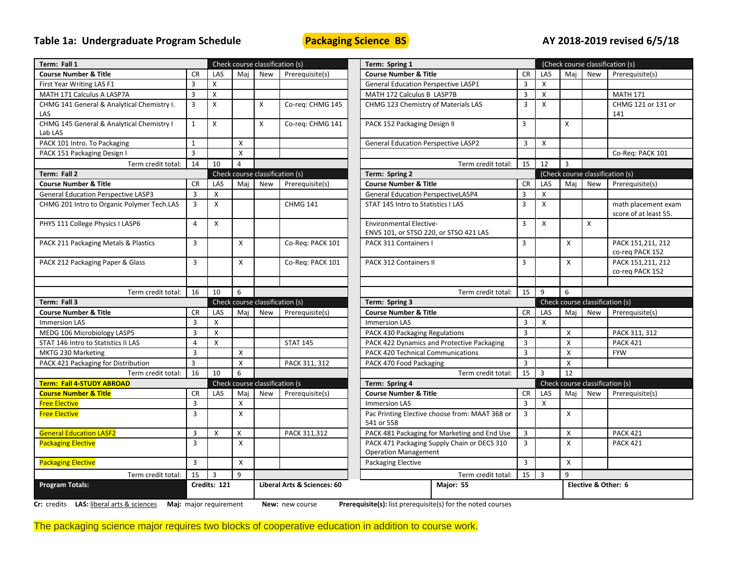## Table 1a: Undergraduate Program Schedule

**Packaging Science BS**

**AY 2018-2019 revised 6/5/18**

| Term: Fall 1 | | Check course classification (s) | | | | Term: Spring 1 | | (Check course classification (s) | | | |
|---|---|---|---|---|---|---|---|---|---|---|---|
| **Course Number & Title** | CR | LAS | Maj | New | Prerequisite(s) | **Course Number & Title** | CR | LAS | Maj | New | Prerequisite(s) |
| First Year Writing LAS F1 | 3 | X | | | | General Education Perspective LASP1 | 3 | X | | | |
| MATH 171 Calculus A LASP7A | 3 | X | | | | MATH 172 Calculus B LASP7B | 3 | X | | | MATH 171 |
| CHMG 141 General & Analytical Chemistry I. LAS | 3 | X | | X | Co-req: CHMG 145 | CHMG 123 Chemistry of Materials LAS | 3 | X | | | CHMG 121 or 131 or 141 |
| CHMG 145 General & Analytical Chemistry I Lab LAS | 1 | X | | X | Co-req: CHMG 141 | PACK 152 Packaging Design II | 3 | | X | | |
| PACK 101 Intro. To Packaging | 1 | | X | | | General Education Perspective LASP2 | 3 | X | | | |
| PACK 151 Packaging Design I | 3 | | X | | | | | | | | Co-Req: PACK 101 |
| Term credit total: | 14 | 10 | 4 | | | Term credit total: | 15 | 12 | 3 | | |
| **Term: Fall 2** | | Check course classification (s) | | | | **Term: Spring 2** | | (Check course classification (s) | | | |
| **Course Number & Title** | CR | LAS | Maj | New | Prerequisite(s) | **Course Number & Title** | CR | LAS | Maj | New | Prerequisite(s) |
| General Education Perspective LASP3 | 3 | X | | | | General Education PerspectiveLASP4 | 3 | X | | | |
| CHMG 201 Intro to Organic Polymer Tech.LAS | 3 | X | | | CHMG 141 | STAT 145 Intro to Statistics I LAS | 3 | X | | | math placement exam score of at least 55. |
| PHYS 111 College Physics I LASP6 | 4 | X | | | | Environmental Elective- ENVS 101, or STSO 220, or STSO 421 LAS | 3 | X | | X | |
| PACK 211 Packaging Metals & Plastics | 3 | | X | | Co-Req: PACK 101 | PACK 311 Containers I | 3 | | X | | PACK 151,211, 212 co-req PACK 152 |
| PACK 212 Packaging Paper & Glass | 3 | | X | | Co-Req: PACK 101 | PACK 312 Containers II | 3 | | X | | PACK 151,211, 212 co-req PACK 152 |
| | | | | | | | | | | | |
| Term credit total: | 16 | 10 | 6 | | | Term credit total: | 15 | 9 | 6 | | |
| **Term: Fall 3** | | Check course classification (s) | | | | **Term: Spring 3** | | Check course classification (s) | | | |
| **Course Number & Title** | CR | LAS | Maj | New | Prerequisite(s) | **Course Number & Title** | CR | LAS | Maj | New | Prerequisite(s) |
| Immersion LAS | 3 | X | | | | Immersion LAS | 3 | X | | | |
| MEDG 106 Microbiology LASP5 | 3 | X | | | | PACK 430 Packaging Regulations | 3 | | X | | PACK 311, 312 |
| STAT 146 Intro to Statistics II LAS | 4 | X | | | STAT 145 | PACK 422 Dynamics and Protective Packaging | 3 | | X | | PACK 421 |
| MKTG 230 Marketing | 3 | | X | | | PACK 420 Technical Communications | 3 | | X | | FYW |
| PACK 421 Packaging for Distribution | 3 | | X | | PACK 311, 312 | PACK 470 Food Packaging | 3 | | X | | |
| Term credit total: | 16 | 10 | 6 | | | Term credit total: | 15 | 3 | 12 | | |
| **Term: Fall 4-STUDY ABROAD** | | Check course classification (s | | | | **Term: Spring 4** | | Check course classification (s) | | | |
| **Course Number & Title** | CR | LAS | Maj | New | Prerequisite(s) | **Course Number & Title** | CR | LAS | Maj | New | Prerequisite(s) |
| Free Elective | 3 | | X | | | Immersion LAS | 3 | X | | | |
| Free Elective | 3 | | X | | | Pac Printing Elective choose from: MAAT 368 or 541 or 558 | 3 | | X | | |
| General Education LASF2 | 3 | X | X | | PACK 311,312 | PACK 481 Packaging for Marketing and End Use | 3 | | X | | PACK 421 |
| Packaging Elective | 3 | | X | | | PACK 471 Packaging Supply Chain or DECS 310 Operation Management | 3 | | X | | PACK 421 |
| Packaging Elective | 3 | | X | | | Packaging Elective | 3 | | X | | |
| Term credit total: | 15 | 3 | 9 | | | Term credit total: | 15 | 3 | 9 | | |
| **Program Totals:** | **Credits: 121** | | | **Liberal Arts & Sciences: 60** | | | **Major: 55** | | | **Elective & Other: 6** | |

**Cr:** credits **LAS:** liberal arts & sciences **Maj:** major requirement **New:** new course **Prerequisite(s):** list prerequisite(s) for the noted courses

The packaging science major requires two blocks of cooperative education in addition to course work.